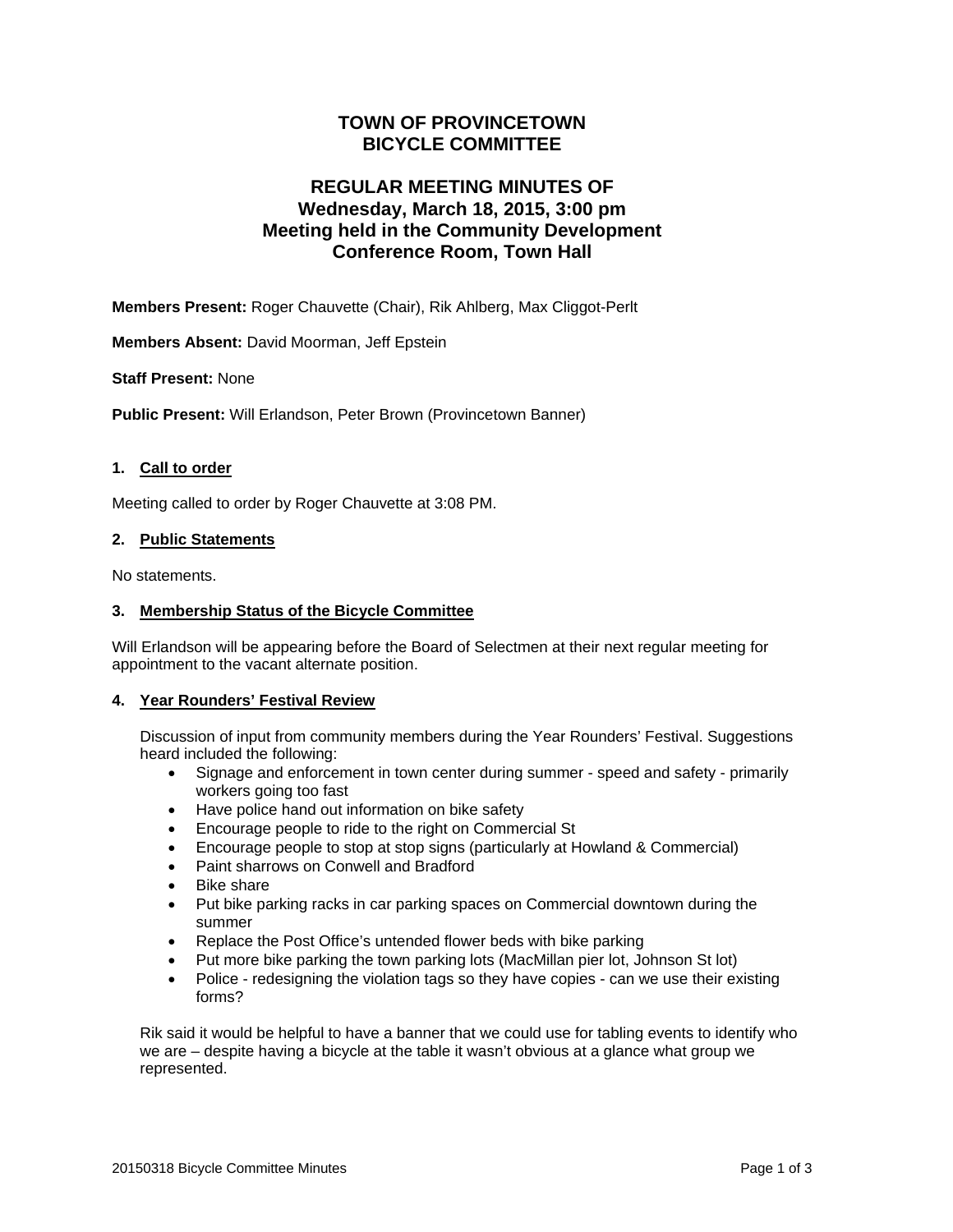# TOWN OF PROVINCETOWN
# BICYCLE COMMITTEE

## REGULAR MEETING MINUTES OF
## Wednesday, March 18, 2015, 3:00 pm
## Meeting held in the Community Development Conference Room, Town Hall

**Members Present:** Roger Chauvette (Chair), Rik Ahlberg, Max Cliggot-Perlt

**Members Absent:** David Moorman, Jeff Epstein

**Staff Present:** None

**Public Present:** Will Erlandson, Peter Brown (Provincetown Banner)

### 1. Call to order

Meeting called to order by Roger Chauvette at 3:08 PM.

### 2. Public Statements

No statements.

### 3. Membership Status of the Bicycle Committee

Will Erlandson will be appearing before the Board of Selectmen at their next regular meeting for appointment to the vacant alternate position.

### 4. Year Rounders' Festival Review

Discussion of input from community members during the Year Rounders' Festival. Suggestions heard included the following:

- Signage and enforcement in town center during summer - speed and safety - primarily workers going too fast
- Have police hand out information on bike safety
- Encourage people to ride to the right on Commercial St
- Encourage people to stop at stop signs (particularly at Howland & Commercial)
- Paint sharrows on Conwell and Bradford
- Bike share
- Put bike parking racks in car parking spaces on Commercial downtown during the summer
- Replace the Post Office's untended flower beds with bike parking
- Put more bike parking the town parking lots (MacMillan pier lot, Johnson St lot)
- Police - redesigning the violation tags so they have copies - can we use their existing forms?

Rik said it would be helpful to have a banner that we could use for tabling events to identify who we are – despite having a bicycle at the table it wasn't obvious at a glance what group we represented.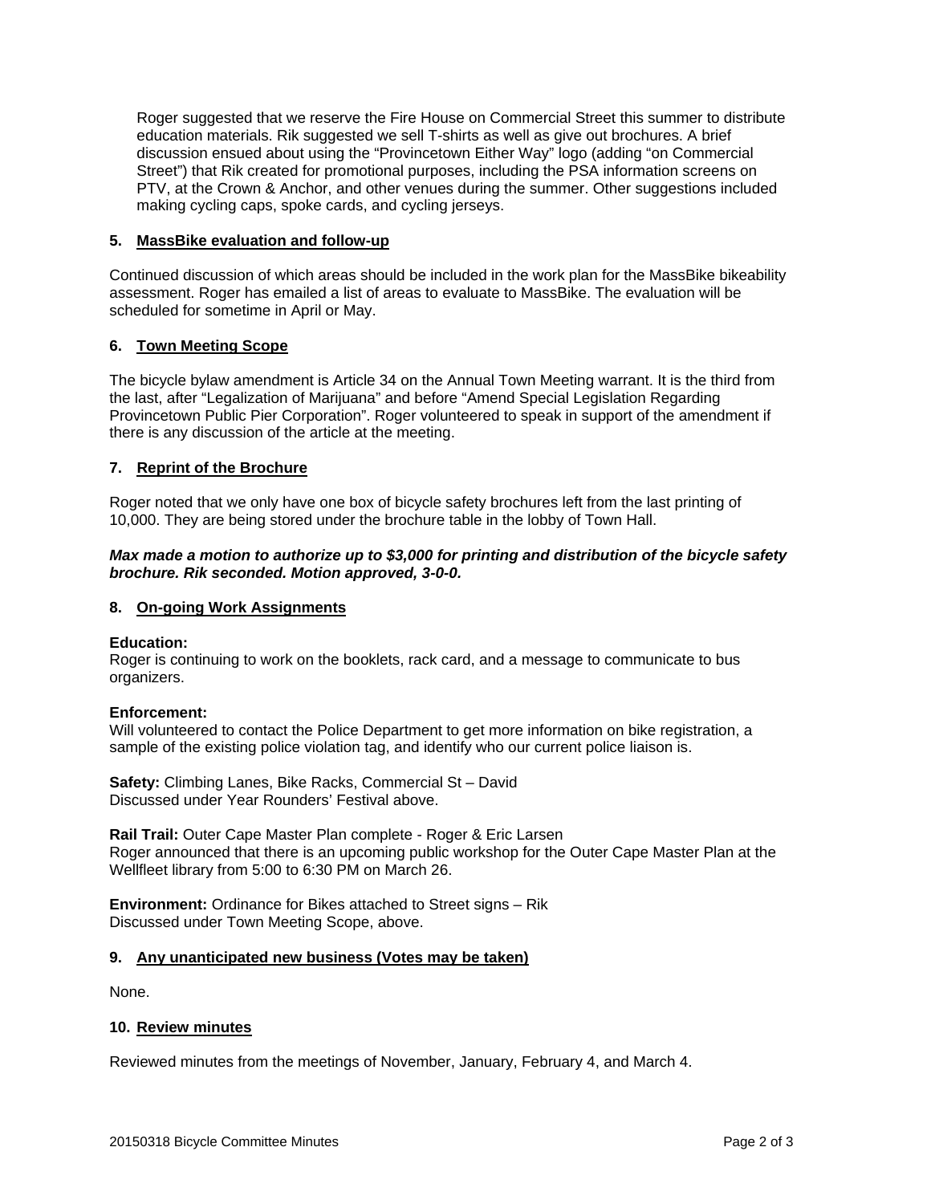Roger suggested that we reserve the Fire House on Commercial Street this summer to distribute education materials. Rik suggested we sell T-shirts as well as give out brochures. A brief discussion ensued about using the "Provincetown Either Way" logo (adding "on Commercial Street") that Rik created for promotional purposes, including the PSA information screens on PTV, at the Crown & Anchor, and other venues during the summer. Other suggestions included making cycling caps, spoke cards, and cycling jerseys.

### 5. MassBike evaluation and follow-up

Continued discussion of which areas should be included in the work plan for the MassBike bikeability assessment. Roger has emailed a list of areas to evaluate to MassBike. The evaluation will be scheduled for sometime in April or May.

### 6. Town Meeting Scope

The bicycle bylaw amendment is Article 34 on the Annual Town Meeting warrant. It is the third from the last, after "Legalization of Marijuana" and before "Amend Special Legislation Regarding Provincetown Public Pier Corporation". Roger volunteered to speak in support of the amendment if there is any discussion of the article at the meeting.

### 7. Reprint of the Brochure

Roger noted that we only have one box of bicycle safety brochures left from the last printing of 10,000. They are being stored under the brochure table in the lobby of Town Hall.

***Max made a motion to authorize up to $3,000 for printing and distribution of the bicycle safety brochure. Rik seconded. Motion approved, 3-0-0.***

### 8. On-going Work Assignments

**Education:**
Roger is continuing to work on the booklets, rack card, and a message to communicate to bus organizers.

**Enforcement:**
Will volunteered to contact the Police Department to get more information on bike registration, a sample of the existing police violation tag, and identify who our current police liaison is.

**Safety:** Climbing Lanes, Bike Racks, Commercial St – David
Discussed under Year Rounders' Festival above.

**Rail Trail:** Outer Cape Master Plan complete - Roger & Eric Larsen
Roger announced that there is an upcoming public workshop for the Outer Cape Master Plan at the Wellfleet library from 5:00 to 6:30 PM on March 26.

**Environment:** Ordinance for Bikes attached to Street signs – Rik
Discussed under Town Meeting Scope, above.

### 9. Any unanticipated new business (Votes may be taken)

None.

### 10. Review minutes

Reviewed minutes from the meetings of November, January, February 4, and March 4.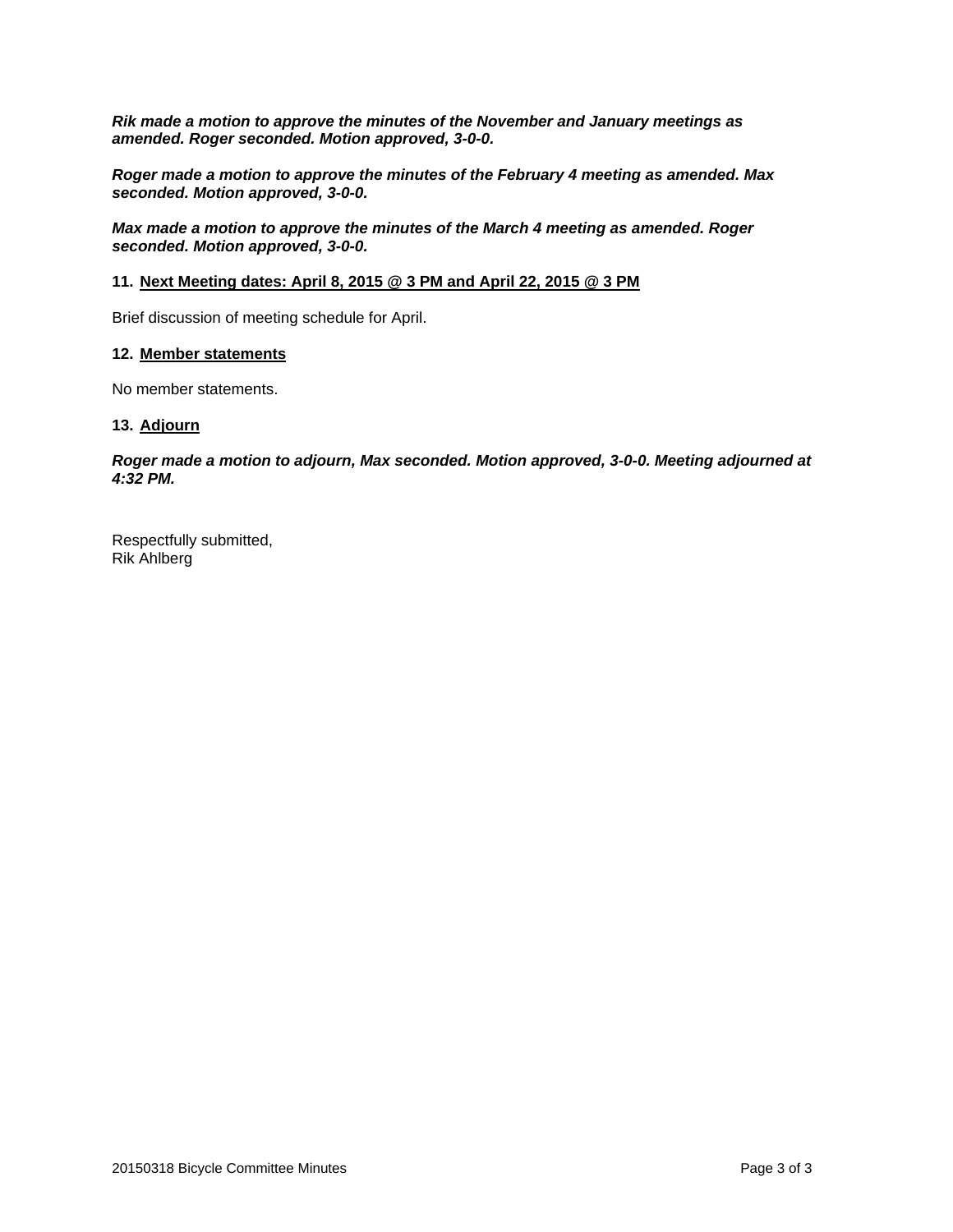***Rik made a motion to approve the minutes of the November and January meetings as amended. Roger seconded. Motion approved, 3-0-0.***

***Roger made a motion to approve the minutes of the February 4 meeting as amended. Max seconded. Motion approved, 3-0-0.***

***Max made a motion to approve the minutes of the March 4 meeting as amended. Roger seconded. Motion approved, 3-0-0.***

**11. Next Meeting dates: April 8, 2015 @ 3 PM and April 22, 2015 @ 3 PM**

Brief discussion of meeting schedule for April.

**12. Member statements**

No member statements.

**13. Adjourn**

***Roger made a motion to adjourn, Max seconded. Motion approved, 3-0-0. Meeting adjourned at 4:32 PM.***

Respectfully submitted,
Rik Ahlberg